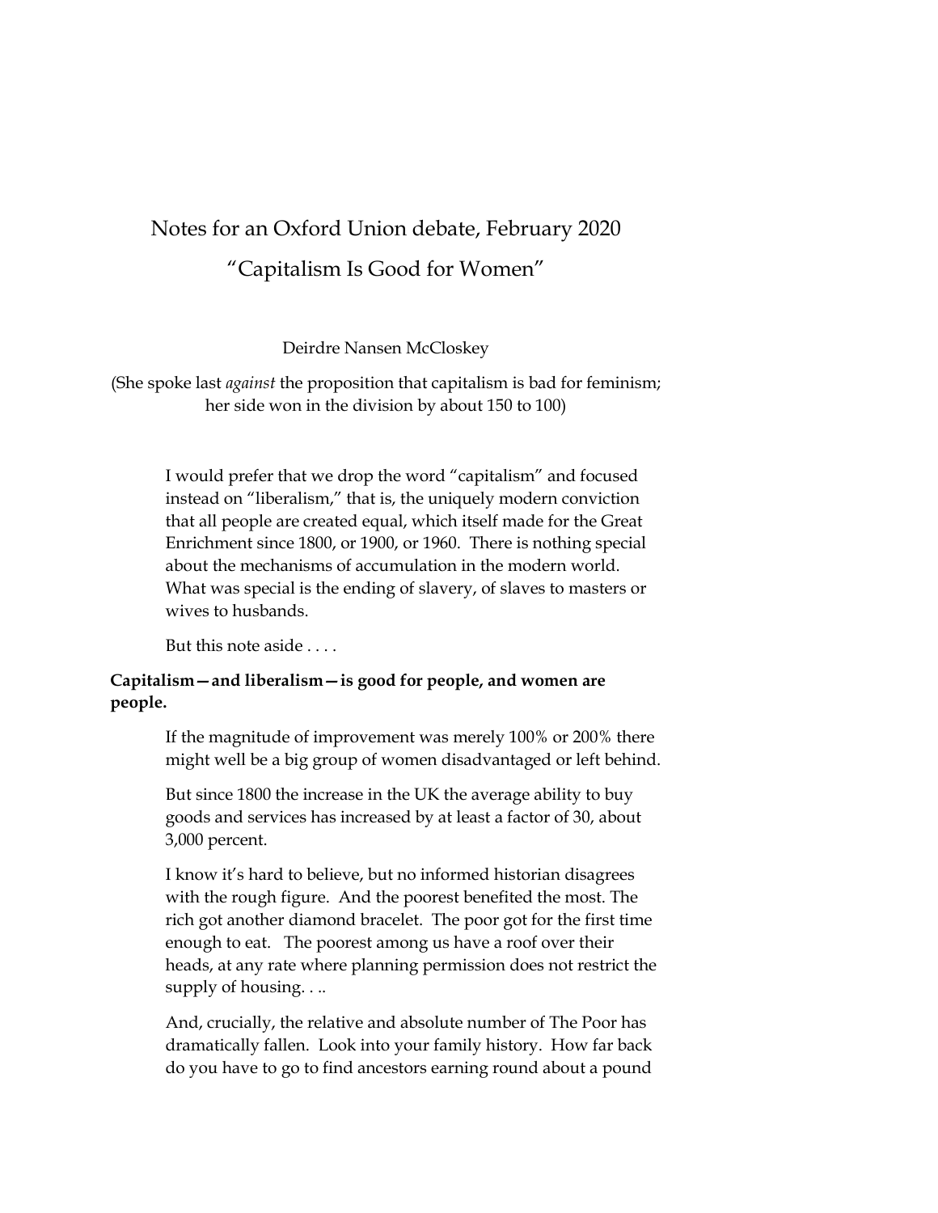# Notes for an Oxford Union debate, February 2020

## "Capitalism Is Good for Women"

Deirdre Nansen McCloskey

(She spoke last *against* the proposition that capitalism is bad for feminism; her side won in the division by about 150 to 100)

I would prefer that we drop the word "capitalism" and focused instead on "liberalism," that is, the uniquely modern conviction that all people are created equal, which itself made for the Great Enrichment since 1800, or 1900, or 1960. There is nothing special about the mechanisms of accumulation in the modern world. What was special is the ending of slavery, of slaves to masters or wives to husbands.

But this note aside . . . .

**Capitalism—and liberalism—is good for people, and women are people.**

If the magnitude of improvement was merely 100% or 200% there might well be a big group of women disadvantaged or left behind.

But since 1800 the increase in the UK the average ability to buy goods and services has increased by at least a factor of 30, about 3,000 percent.

I know it's hard to believe, but no informed historian disagrees with the rough figure. And the poorest benefited the most. The rich got another diamond bracelet. The poor got for the first time enough to eat. The poorest among us have a roof over their heads, at any rate where planning permission does not restrict the supply of housing. . ..

And, crucially, the relative and absolute number of The Poor has dramatically fallen. Look into your family history. How far back do you have to go to find ancestors earning round about a pound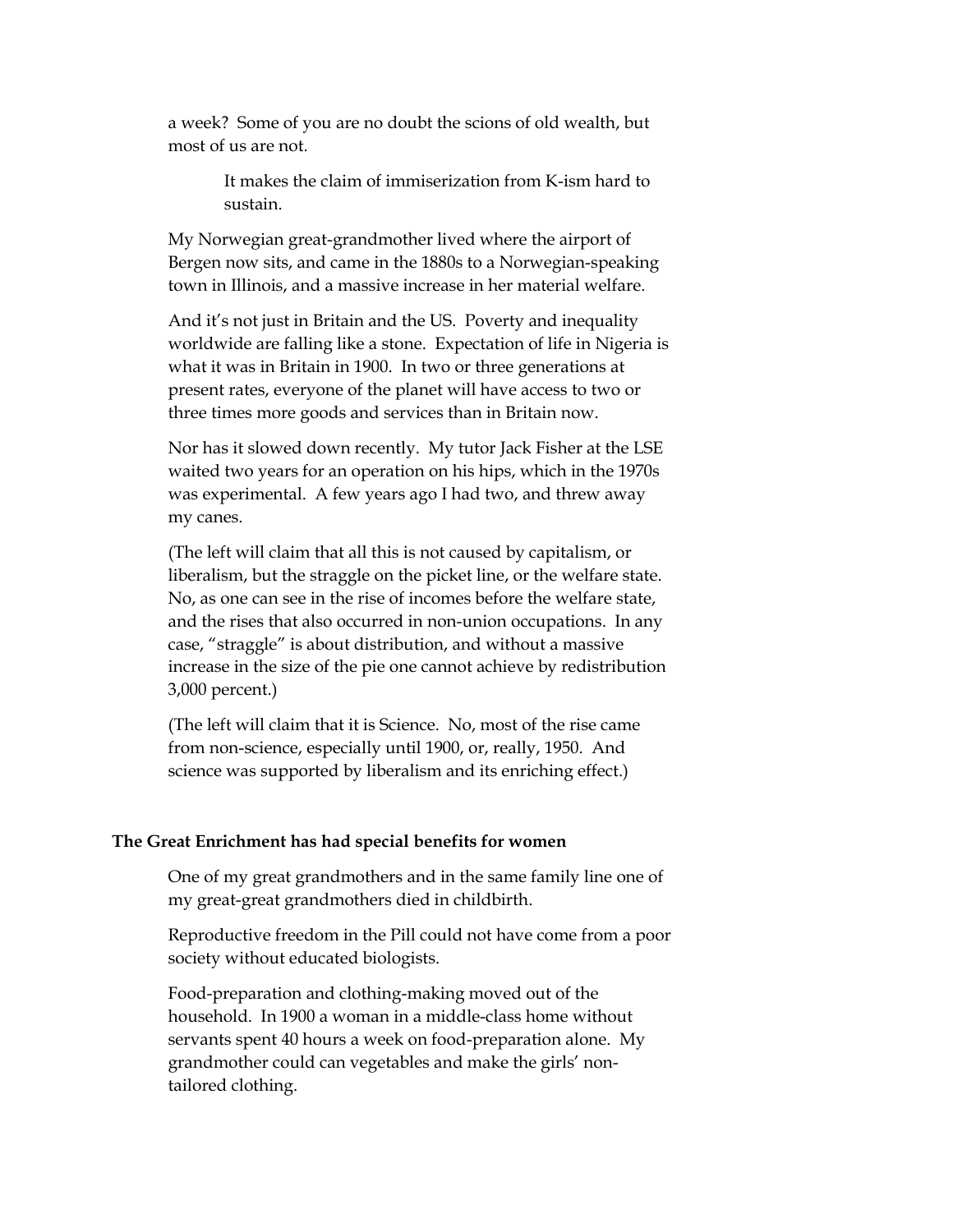a week? Some of you are no doubt the scions of old wealth, but most of us are not.

> It makes the claim of immiserization from K-ism hard to sustain.

My Norwegian great-grandmother lived where the airport of Bergen now sits, and came in the 1880s to a Norwegian-speaking town in Illinois, and a massive increase in her material welfare.

And it's not just in Britain and the US. Poverty and inequality worldwide are falling like a stone. Expectation of life in Nigeria is what it was in Britain in 1900. In two or three generations at present rates, everyone of the planet will have access to two or three times more goods and services than in Britain now.

Nor has it slowed down recently. My tutor Jack Fisher at the LSE waited two years for an operation on his hips, which in the 1970s was experimental. A few years ago I had two, and threw away my canes.

(The left will claim that all this is not caused by capitalism, or liberalism, but the straggle on the picket line, or the welfare state. No, as one can see in the rise of incomes before the welfare state, and the rises that also occurred in non-union occupations. In any case, "straggle" is about distribution, and without a massive increase in the size of the pie one cannot achieve by redistribution 3,000 percent.)

(The left will claim that it is Science. No, most of the rise came from non-science, especially until 1900, or, really, 1950. And science was supported by liberalism and its enriching effect.)

**The Great Enrichment has had special benefits for women**

One of my great grandmothers and in the same family line one of my great-great grandmothers died in childbirth.

Reproductive freedom in the Pill could not have come from a poor society without educated biologists.

Food-preparation and clothing-making moved out of the household. In 1900 a woman in a middle-class home without servants spent 40 hours a week on food-preparation alone. My grandmother could can vegetables and make the girls' non-tailored clothing.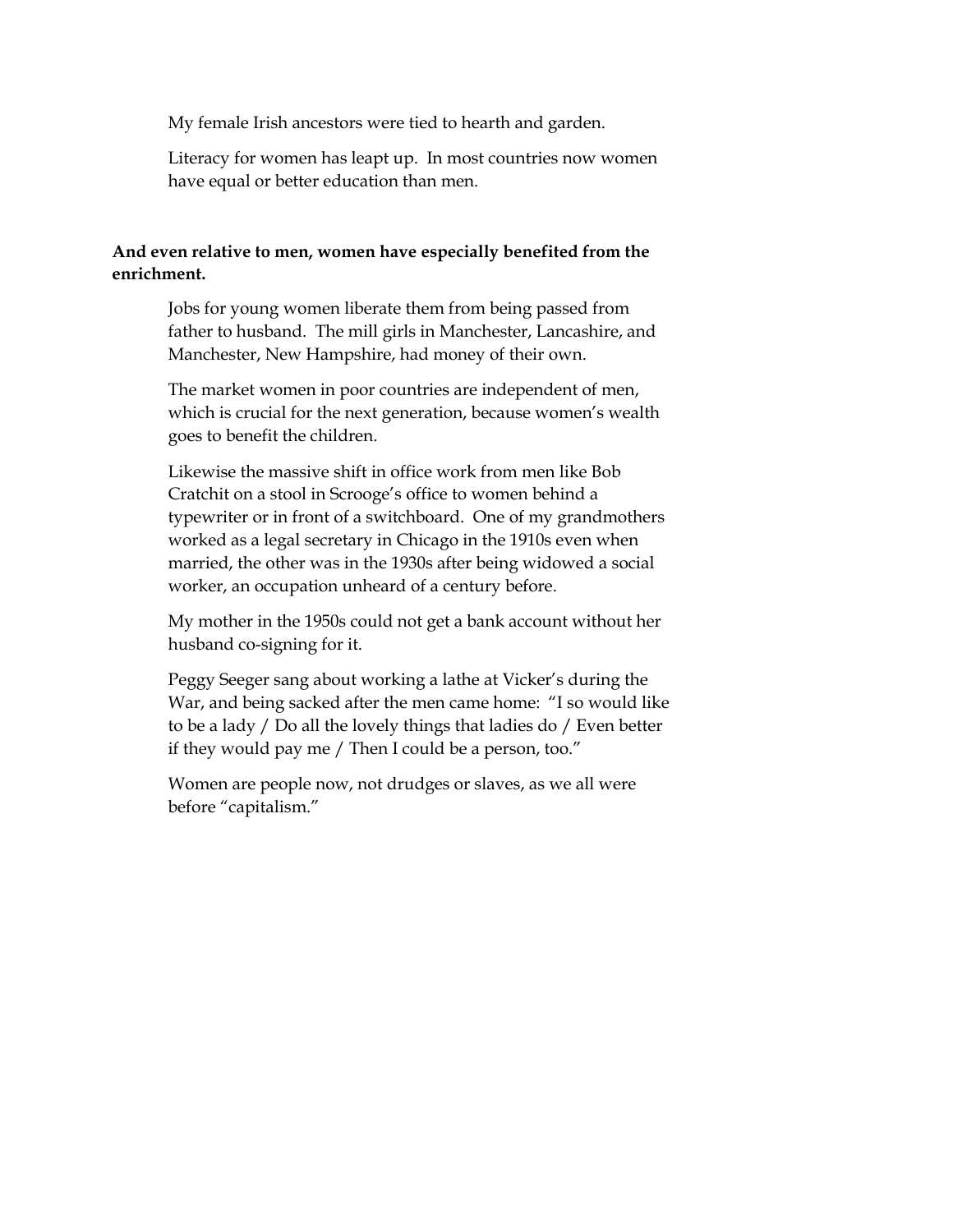My female Irish ancestors were tied to hearth and garden.

Literacy for women has leapt up. In most countries now women have equal or better education than men.

**And even relative to men, women have especially benefited from the enrichment.**

Jobs for young women liberate them from being passed from father to husband. The mill girls in Manchester, Lancashire, and Manchester, New Hampshire, had money of their own.

The market women in poor countries are independent of men, which is crucial for the next generation, because women's wealth goes to benefit the children.

Likewise the massive shift in office work from men like Bob Cratchit on a stool in Scrooge's office to women behind a typewriter or in front of a switchboard. One of my grandmothers worked as a legal secretary in Chicago in the 1910s even when married, the other was in the 1930s after being widowed a social worker, an occupation unheard of a century before.

My mother in the 1950s could not get a bank account without her husband co-signing for it.

Peggy Seeger sang about working a lathe at Vicker's during the War, and being sacked after the men came home: "I so would like to be a lady / Do all the lovely things that ladies do / Even better if they would pay me / Then I could be a person, too."

Women are people now, not drudges or slaves, as we all were before "capitalism."